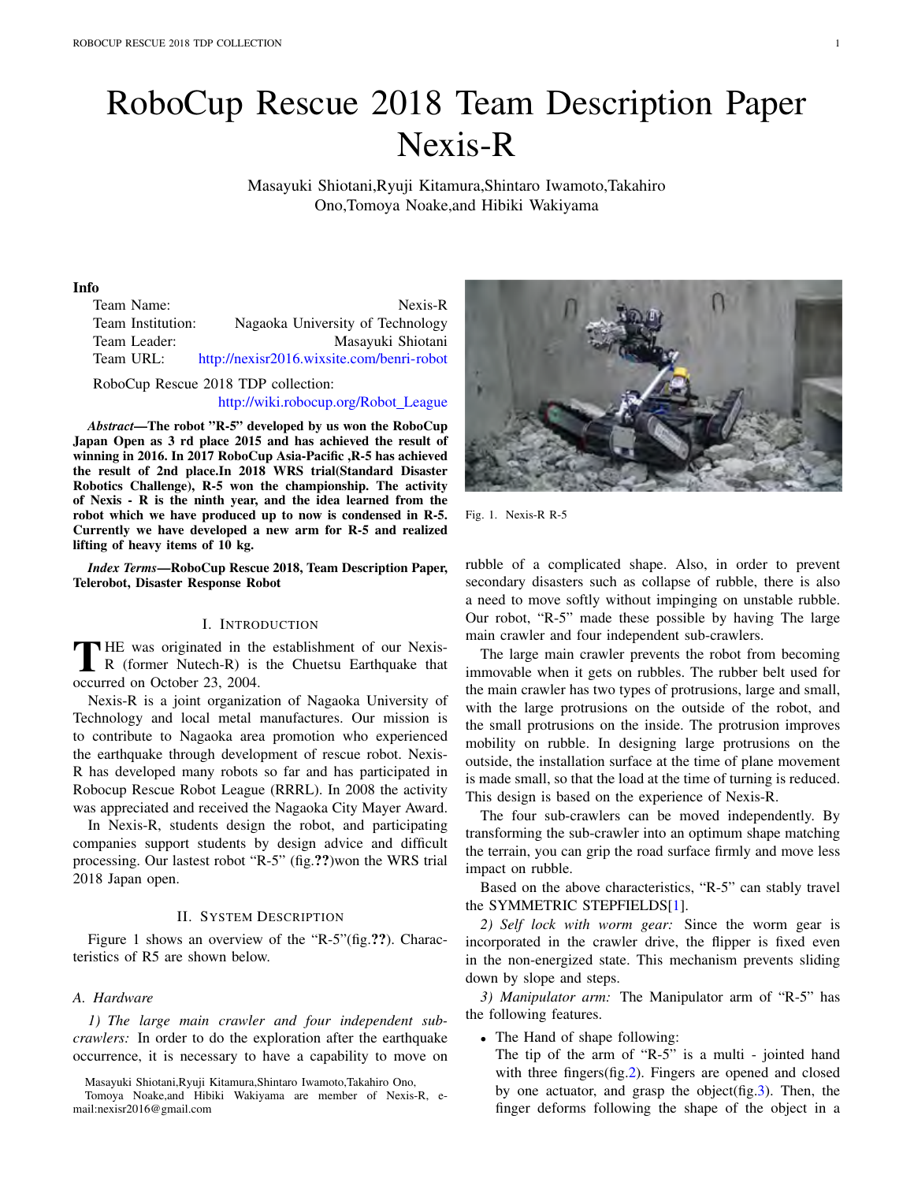// RoboCup Rescue 2018 Team Description Paper Nexis-R

Masayuki Shiotani,Ryuji Kitamura,Shintaro Iwamoto,Takahiro Ono,Tomoya Noake,and Hibiki Wakiyama

**Info**

| | |
|---|---|
| Team Name: | Nexis-R |
| Team Institution: | Nagaoka University of Technology |
| Team Leader: | Masayuki Shiotani |
| Team URL: | http://nexisr2016.wixsite.com/benri-robot |

RoboCup Rescue 2018 TDP collection:
http://wiki.robocup.org/Robot_League

***Abstract*—The robot "R-5" developed by us won the RoboCup Japan Open as 3 rd place 2015 and has achieved the result of winning in 2016. In 2017 RoboCup Asia-Pacific ,R-5 has achieved the result of 2nd place.In 2018 WRS trial(Standard Disaster Robotics Challenge), R-5 won the championship. The activity of Nexis - R is the ninth year, and the idea learned from the robot which we have produced up to now is condensed in R-5. Currently we have developed a new arm for R-5 and realized lifting of heavy items of 10 kg.**

***Index Terms*—RoboCup Rescue 2018, Team Description Paper, Telerobot, Disaster Response Robot**

## I. Introduction

THE was originated in the establishment of our Nexis-R (former Nutech-R) is the Chuetsu Earthquake that occurred on October 23, 2004.

Nexis-R is a joint organization of Nagaoka University of Technology and local metal manufactures. Our mission is to contribute to Nagaoka area promotion who experienced the earthquake through development of rescue robot. Nexis-R has developed many robots so far and has participated in Robocup Rescue Robot League (RRRL). In 2008 the activity was appreciated and received the Nagaoka City Mayer Award.

In Nexis-R, students design the robot, and participating companies support students by design advice and difficult processing. Our lastest robot "R-5" (fig.**??**)won the WRS trial 2018 Japan open.

## II. System Description

Figure 1 shows an overview of the "R-5"(fig.**??**). Characteristics of R5 are shown below.

### A. Hardware

*1) The large main crawler and four independent sub-crawlers:* In order to do the exploration after the earthquake occurrence, it is necessary to have a capability to move on rubble of a complicated shape. Also, in order to prevent secondary disasters such as collapse of rubble, there is also a need to move softly without impinging on unstable rubble. Our robot, "R-5" made these possible by having The large main crawler and four independent sub-crawlers.

The large main crawler prevents the robot from becoming immovable when it gets on rubbles. The rubber belt used for the main crawler has two types of protrusions, large and small, with the large protrusions on the outside of the robot, and the small protrusions on the inside. The protrusion improves mobility on rubble. In designing large protrusions on the outside, the installation surface at the time of plane movement is made small, so that the load at the time of turning is reduced. This design is based on the experience of Nexis-R.

The four sub-crawlers can be moved independently. By transforming the sub-crawler into an optimum shape matching the terrain, you can grip the road surface firmly and move less impact on rubble.

Based on the above characteristics, "R-5" can stably travel the SYMMETRIC STEPFIELDS[1].

*2) Self lock with worm gear:* Since the worm gear is incorporated in the crawler drive, the flipper is fixed even in the non-energized state. This mechanism prevents sliding down by slope and steps.

*3) Manipulator arm:* The Manipulator arm of "R-5" has the following features.

- The Hand of shape following:
  The tip of the arm of "R-5" is a multi - jointed hand with three fingers(fig.2). Fingers are opened and closed by one actuator, and grasp the object(fig.3). Then, the finger deforms following the shape of the object in a

Fig. 1. Nexis-R R-5

Masayuki Shiotani,Ryuji Kitamura,Shintaro Iwamoto,Takahiro Ono, Tomoya Noake,and Hibiki Wakiyama are member of Nexis-R, e-mail:nexisr2016@gmail.com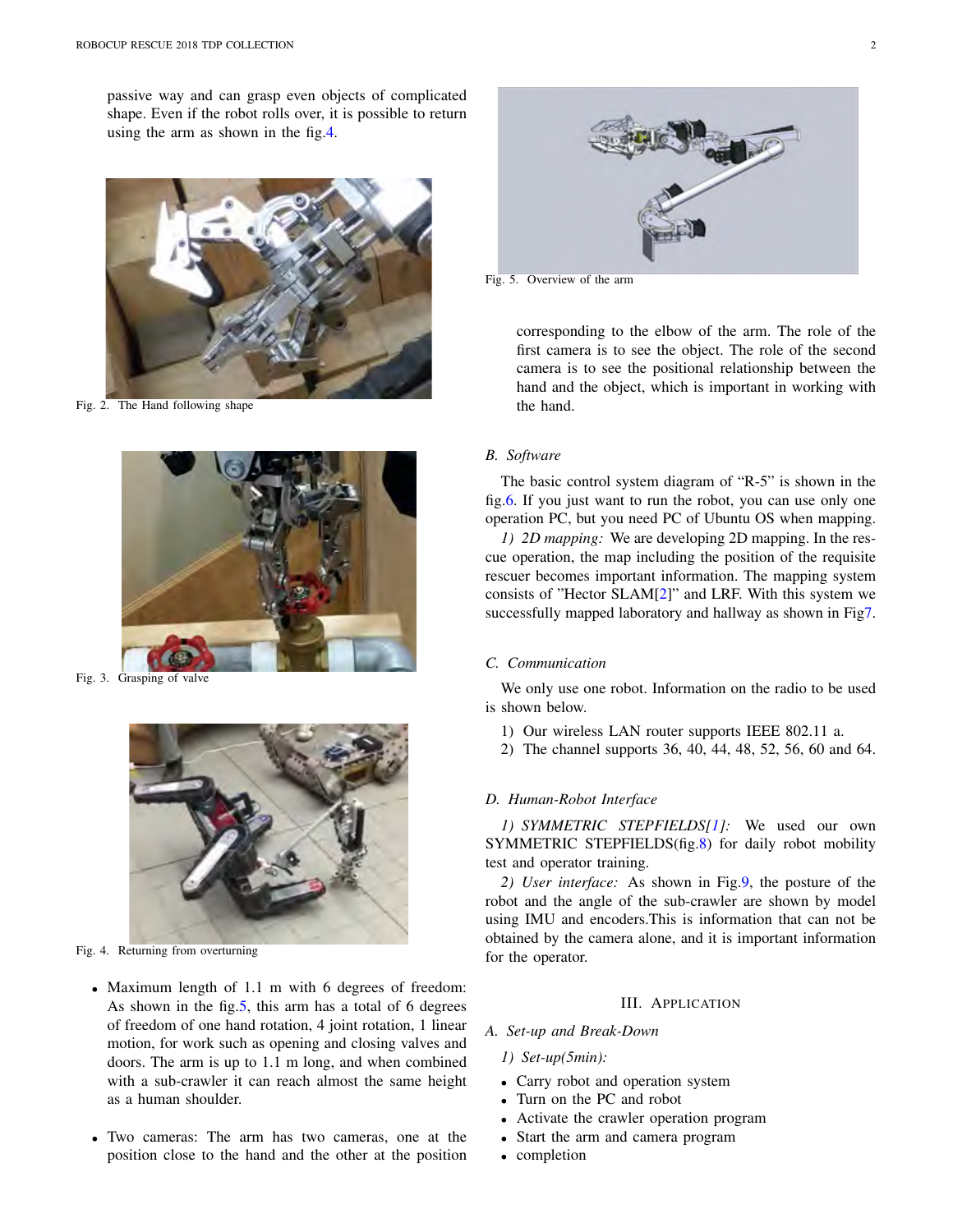passive way and can grasp even objects of complicated shape. Even if the robot rolls over, it is possible to return using the arm as shown in the fig.4.

Fig. 2. The Hand following shape

Fig. 3. Grasping of valve

Fig. 4. Returning from overturning

- Maximum length of 1.1 m with 6 degrees of freedom: As shown in the fig.5, this arm has a total of 6 degrees of freedom of one hand rotation, 4 joint rotation, 1 linear motion, for work such as opening and closing valves and doors. The arm is up to 1.1 m long, and when combined with a sub-crawler it can reach almost the same height as a human shoulder.

- Two cameras: The arm has two cameras, one at the position close to the hand and the other at the position corresponding to the elbow of the arm. The role of the first camera is to see the object. The role of the second camera is to see the positional relationship between the hand and the object, which is important in working with the hand.

Fig. 5. Overview of the arm

### B. Software

The basic control system diagram of "R-5" is shown in the fig.6. If you just want to run the robot, you can use only one operation PC, but you need PC of Ubuntu OS when mapping.

*1) 2D mapping:* We are developing 2D mapping. In the rescue operation, the map including the position of the requisite rescuer becomes important information. The mapping system consists of "Hector SLAM[2]" and LRF. With this system we successfully mapped laboratory and hallway as shown in Fig7.

### C. Communication

We only use one robot. Information on the radio to be used is shown below.

1) Our wireless LAN router supports IEEE 802.11 a.
2) The channel supports 36, 40, 44, 48, 52, 56, 60 and 64.

### D. Human-Robot Interface

*1) SYMMETRIC STEPFIELDS[1]:* We used our own SYMMETRIC STEPFIELDS(fig.8) for daily robot mobility test and operator training.

*2) User interface:* As shown in Fig.9, the posture of the robot and the angle of the sub-crawler are shown by model using IMU and encoders.This is information that can not be obtained by the camera alone, and it is important information for the operator.

## III. Application

### A. Set-up and Break-Down

*1) Set-up(5min):*

- Carry robot and operation system
- Turn on the PC and robot
- Activate the crawler operation program
- Start the arm and camera program
- completion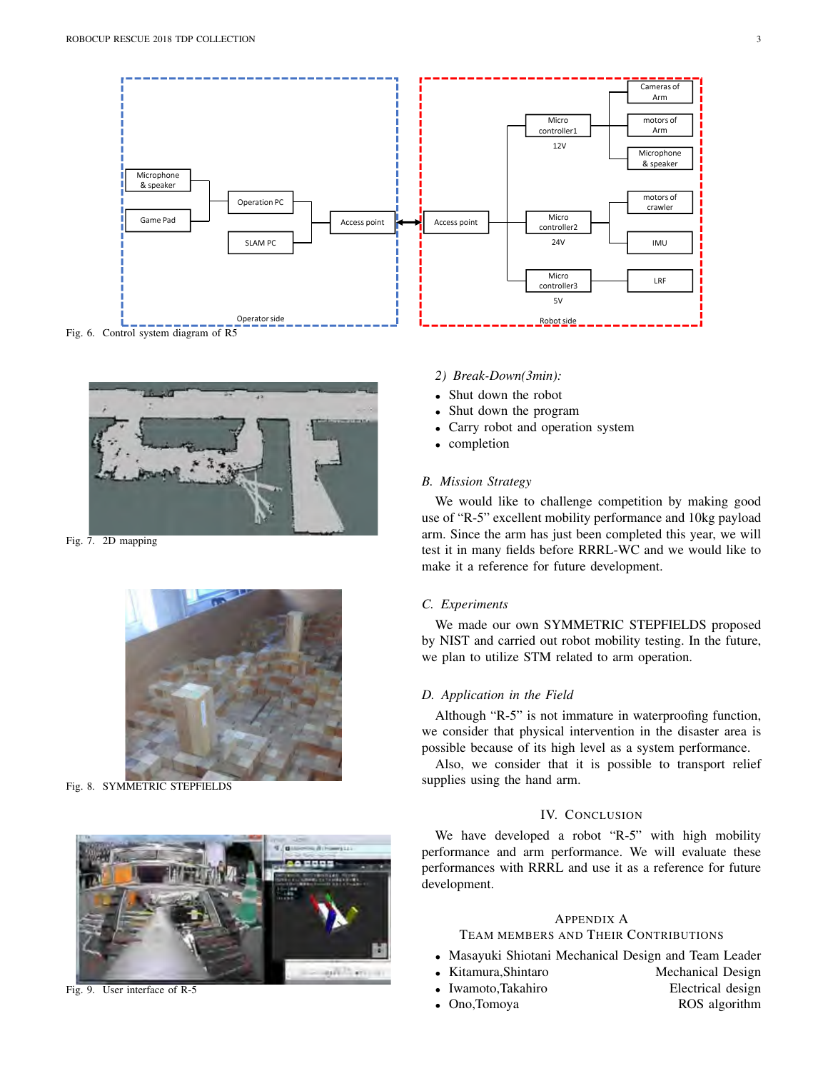Fig. 6. Control system diagram of R5

Fig. 7. 2D mapping

Fig. 8. SYMMETRIC STEPFIELDS

Fig. 9. User interface of R-5

*2) Break-Down(3min):*

- Shut down the robot
- Shut down the program
- Carry robot and operation system
- completion

### B. Mission Strategy

We would like to challenge competition by making good use of "R-5" excellent mobility performance and 10kg payload arm. Since the arm has just been completed this year, we will test it in many fields before RRRL-WC and we would like to make it a reference for future development.

### C. Experiments

We made our own SYMMETRIC STEPFIELDS proposed by NIST and carried out robot mobility testing. In the future, we plan to utilize STM related to arm operation.

### D. Application in the Field

Although "R-5" is not immature in waterproofing function, we consider that physical intervention in the disaster area is possible because of its high level as a system performance.

Also, we consider that it is possible to transport relief supplies using the hand arm.

## IV. Conclusion

We have developed a robot "R-5" with high mobility performance and arm performance. We will evaluate these performances with RRRL and use it as a reference for future development.

## Appendix A
## Team Members and Their Contributions

- Masayuki Shiotani Mechanical Design and Team Leader
- Kitamura,Shintaro Mechanical Design
- Iwamoto,Takahiro Electrical design
- Ono,Tomoya ROS algorithm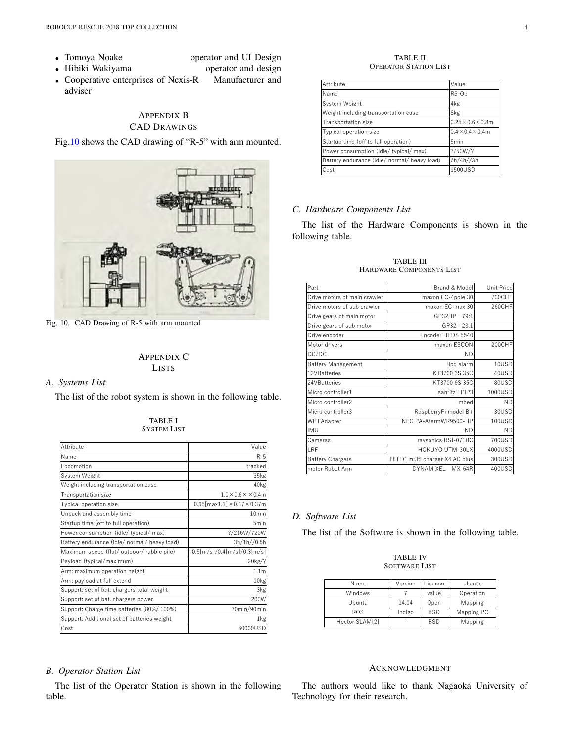- Tomoya Noake operator and UI Design
- Hibiki Wakiyama operator and design
- Cooperative enterprises of Nexis-R Manufacturer and adviser

## Appendix B
## CAD Drawings

Fig.10 shows the CAD drawing of "R-5" with arm mounted.

Fig. 10. CAD Drawing of R-5 with arm mounted

## Appendix C
## Lists

### A. Systems List

The list of the robot system is shown in the following table.

TABLE I
SYSTEM LIST

| Attribute | Value |
|---|---|
| Name | R-5 |
| Locomotion | tracked |
| System Weight | 35kg |
| Weight including transportation case | 40kg |
| Transportation size | $1.0 \times 0.6 \times \times 0.4$m |
| Typical operation size | 0.65[max1.1] $\times 0.47 \times 0.37$m |
| Unpack and assembly time | 10min |
| Startup time (off to full operation) | 5min |
| Power consumption (idle/ typical/ max) | ?/216W/720W |
| Battery endurance (idle/ normal/ heavy load) | 3h/1h//0.5h |
| Maximum speed (flat/ outdoor/ rubble pile) | 0.5[m/s]/0.4[m/s]/0.3[m/s] |
| Payload (typical/maximum) | 20kg/? |
| Arm: maximum operation height | 1.1m |
| Arm: payload at full extend | 10kg |
| Support: set of bat. chargers total weight | 3kg |
| Support: set of bat. chargers power | 200W |
| Support: Charge time batteries (80%/ 100%) | 70min/90min |
| Support: Additional set of batteries weight | 1kg |
| Cost | 60000USD |

### B. Operator Station List

The list of the Operator Station is shown in the following table.

TABLE II
OPERATOR STATION LIST

| Attribute | Value |
|---|---|
| Name | R5-Op |
| System Weight | 4kg |
| Weight including transportation case | 8kg |
| Transportation size | $0.25 \times 0.6 \times 0.8$m |
| Typical operation size | $0.4 \times 0.4 \times 0.4$m |
| Startup time (off to full operation) | 5min |
| Power consumption (idle/ typical/ max) | ?/50W/? |
| Battery endurance (idle/ normal/ heavy load) | 6h/4h//3h |
| Cost | 1500USD |

### C. Hardware Components List

The list of the Hardware Components is shown in the following table.

TABLE III
HARDWARE COMPONENTS LIST

| Part | Brand & Model | Unit Price |
|---|---|---|
| Drive motors of main crawler | maxon EC-4pole 30 | 700CHF |
| Drive motors of sub crawler | maxon EC-max 30 | 260CHF |
| Drive gears of main motor | GP32HP 79:1 | |
| Drive gears of sub motor | GP32 23:1 | |
| Drive encoder | Encoder HEDS 5540 | |
| Motor drivers | maxon ESCON | 200CHF |
| DC/DC | ND | |
| Battery Management | lipo alarm | 10USD |
| 12VBatteries | KT3700 3S 35C | 40USD |
| 24VBatteries | KT3700 6S 35C | 80USD |
| Micro controller1 | sanritz TPIP3 | 1000USD |
| Micro controller2 | mbed | ND |
| Micro controller3 | RaspberryPi model B+ | 30USD |
| WiFi Adapter | NEC PA-AtermWR9500-HP | 100USD |
| IMU | ND | ND |
| Cameras | raysonics RSJ-071BC | 700USD |
| LRF | HOKUYO UTM-30LX | 4000USD |
| Battery Chargers | HiTEC multi charger X4 AC plus | 300USD |
| moter Robot Arm | DYNAMIXEL MX-64R | 400USD |

### D. Software List

The list of the Software is shown in the following table.

TABLE IV
SOFTWARE LIST

| Name | Version | License | Usage |
|---|---|---|---|
| Windows | 7 | value | Operation |
| Ubuntu | 14.04 | Open | Mapping |
| ROS | Indigo | BSD | Mapping PC |
| Hector SLAM[2] | - | BSD | Mapping |

## Acknowledgment

The authors would like to thank Nagaoka University of Technology for their research.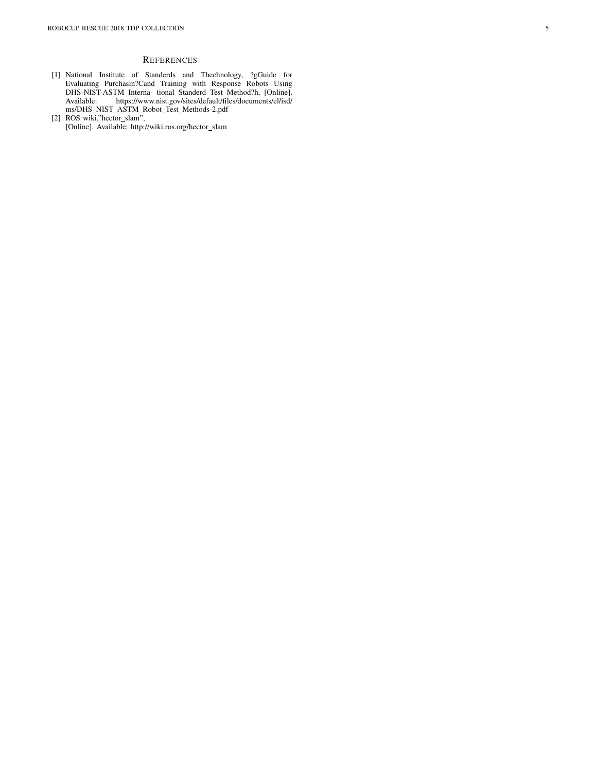## REFERENCES

[1] National Institute of Standerds and Thechnology, ?gGuide for Evaluating Purchasin?Cand Training with Response Robots Using DHS-NIST-ASTM Interna- tional Standerd Test Method?h, [Online]. Available: https://www.nist.gov/sites/default/files/documents/el/isd/ms/DHS_NIST_ASTM_Robot_Test_Methods-2.pdf

[2] ROS wiki,"hector_slam",
[Online]. Available: http://wiki.ros.org/hector_slam